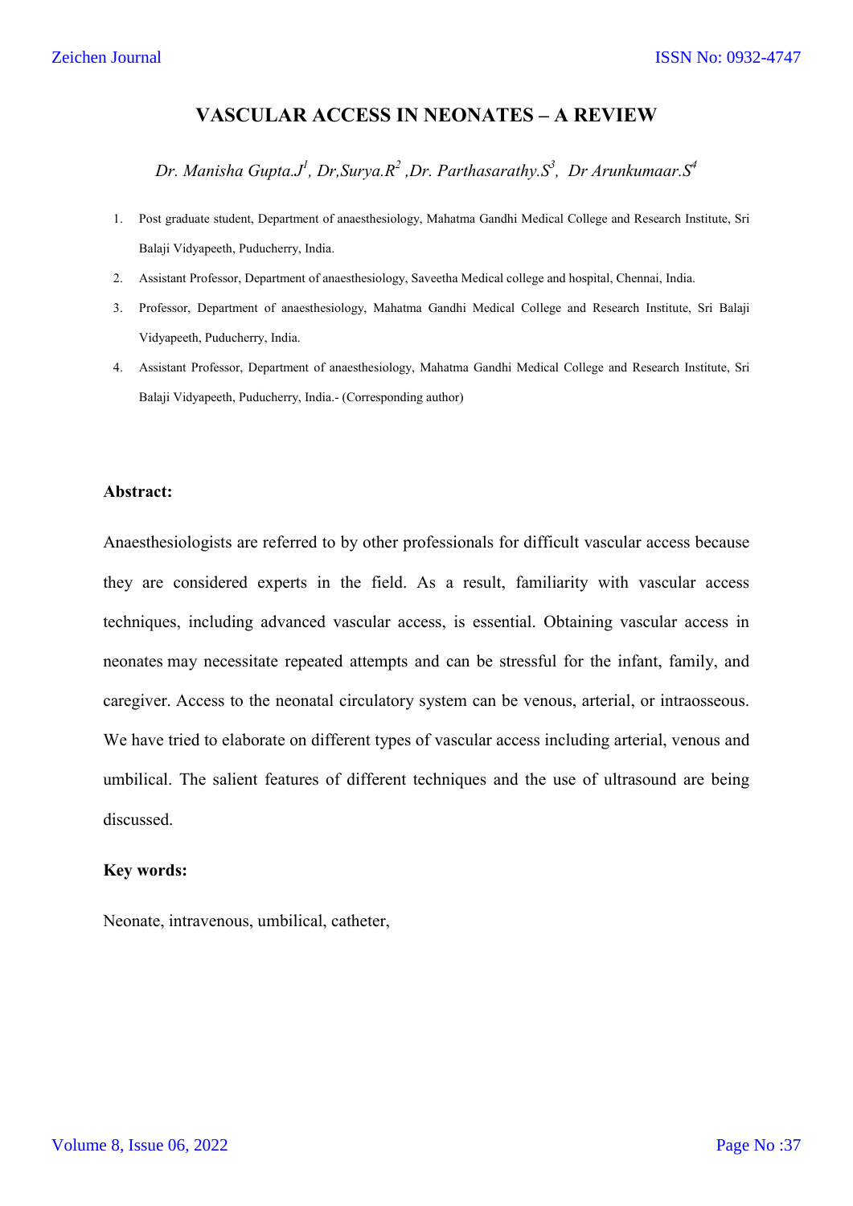# VASCULAR ACCESS IN NEONATES – A REVIEW

*Dr. Manisha Gupta.J[1], Dr,Surya.R[2] ,Dr. Parthasarathy.S[3], Dr Arunkumaar.S[4]*

1. Post graduate student, Department of anaesthesiology, Mahatma Gandhi Medical College and Research Institute, Sri Balaji Vidyapeeth, Puducherry, India.
2. Assistant Professor, Department of anaesthesiology, Saveetha Medical college and hospital, Chennai, India.
3. Professor, Department of anaesthesiology, Mahatma Gandhi Medical College and Research Institute, Sri Balaji Vidyapeeth, Puducherry, India.
4. Assistant Professor, Department of anaesthesiology, Mahatma Gandhi Medical College and Research Institute, Sri Balaji Vidyapeeth, Puducherry, India.- (Corresponding author)

**Abstract:**

Anaesthesiologists are referred to by other professionals for difficult vascular access because they are considered experts in the field. As a result, familiarity with vascular access techniques, including advanced vascular access, is essential. Obtaining vascular access in neonates may necessitate repeated attempts and can be stressful for the infant, family, and caregiver. Access to the neonatal circulatory system can be venous, arterial, or intraosseous. We have tried to elaborate on different types of vascular access including arterial, venous and umbilical. The salient features of different techniques and the use of ultrasound are being discussed.

**Key words:**

Neonate, intravenous, umbilical, catheter,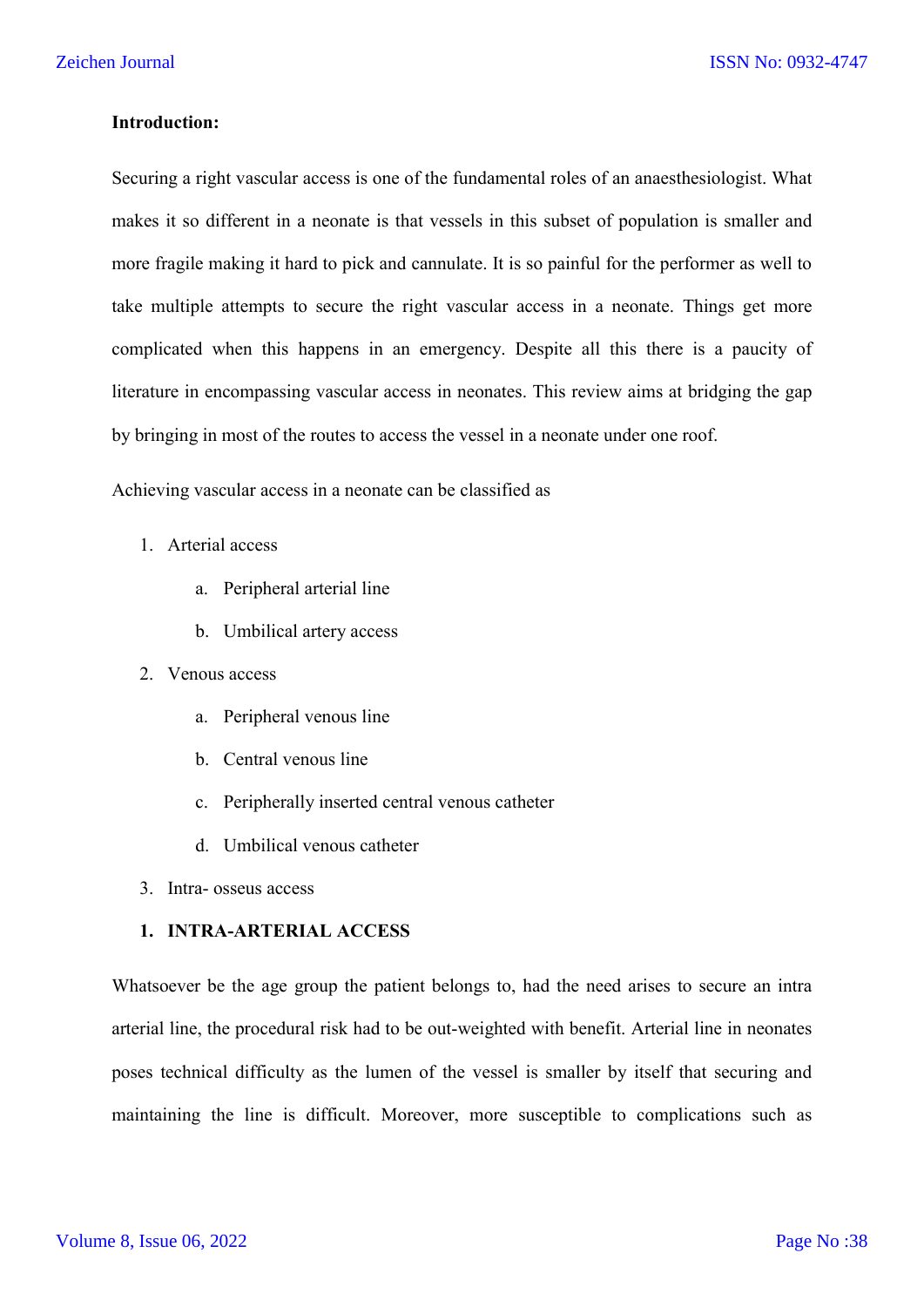**Introduction:**

Securing a right vascular access is one of the fundamental roles of an anaesthesiologist. What makes it so different in a neonate is that vessels in this subset of population is smaller and more fragile making it hard to pick and cannulate. It is so painful for the performer as well to take multiple attempts to secure the right vascular access in a neonate. Things get more complicated when this happens in an emergency. Despite all this there is a paucity of literature in encompassing vascular access in neonates. This review aims at bridging the gap by bringing in most of the routes to access the vessel in a neonate under one roof.

Achieving vascular access in a neonate can be classified as

1. Arterial access
   a. Peripheral arterial line
   b. Umbilical artery access
2. Venous access
   a. Peripheral venous line
   b. Central venous line
   c. Peripherally inserted central venous catheter
   d. Umbilical venous catheter
3. Intra- osseus access

**1. INTRA-ARTERIAL ACCESS**

Whatsoever be the age group the patient belongs to, had the need arises to secure an intra arterial line, the procedural risk had to be out-weighted with benefit. Arterial line in neonates poses technical difficulty as the lumen of the vessel is smaller by itself that securing and maintaining the line is difficult. Moreover, more susceptible to complications such as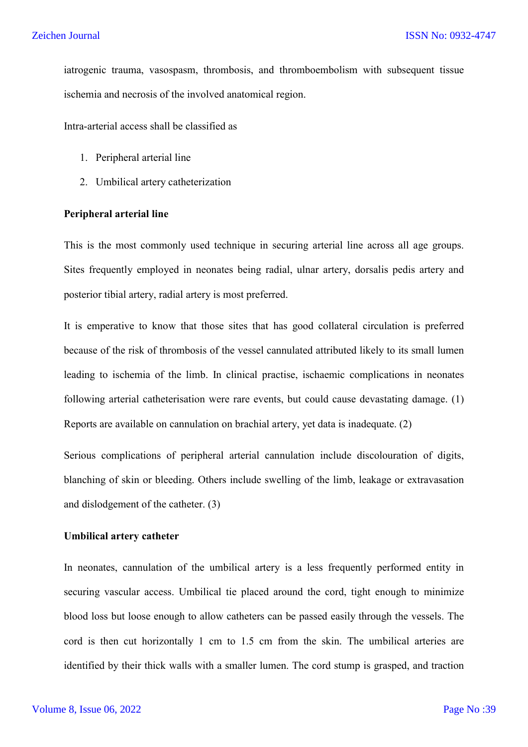iatrogenic trauma, vasospasm, thrombosis, and thromboembolism with subsequent tissue ischemia and necrosis of the involved anatomical region.

Intra-arterial access shall be classified as

1. Peripheral arterial line
2. Umbilical artery catheterization

**Peripheral arterial line**

This is the most commonly used technique in securing arterial line across all age groups. Sites frequently employed in neonates being radial, ulnar artery, dorsalis pedis artery and posterior tibial artery, radial artery is most preferred.

It is emperative to know that those sites that has good collateral circulation is preferred because of the risk of thrombosis of the vessel cannulated attributed likely to its small lumen leading to ischemia of the limb. In clinical practise, ischaemic complications in neonates following arterial catheterisation were rare events, but could cause devastating damage. (1) Reports are available on cannulation on brachial artery, yet data is inadequate. (2)

Serious complications of peripheral arterial cannulation include discolouration of digits, blanching of skin or bleeding. Others include swelling of the limb, leakage or extravasation and dislodgement of the catheter. (3)

**Umbilical artery catheter**

In neonates, cannulation of the umbilical artery is a less frequently performed entity in securing vascular access. Umbilical tie placed around the cord, tight enough to minimize blood loss but loose enough to allow catheters can be passed easily through the vessels. The cord is then cut horizontally 1 cm to 1.5 cm from the skin. The umbilical arteries are identified by their thick walls with a smaller lumen. The cord stump is grasped, and traction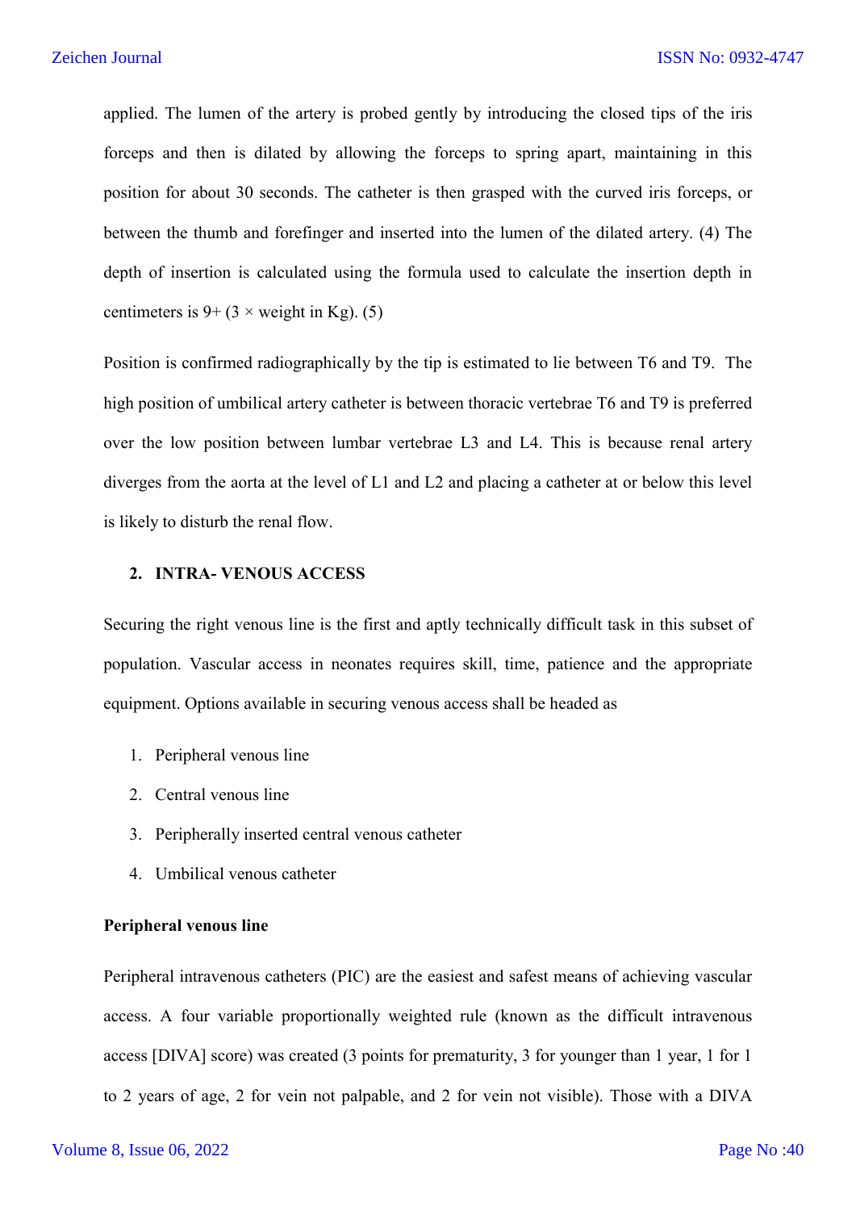applied. The lumen of the artery is probed gently by introducing the closed tips of the iris forceps and then is dilated by allowing the forceps to spring apart, maintaining in this position for about 30 seconds. The catheter is then grasped with the curved iris forceps, or between the thumb and forefinger and inserted into the lumen of the dilated artery. (4) The depth of insertion is calculated using the formula used to calculate the insertion depth in centimeters is 9+ (3 × weight in Kg). (5)

Position is confirmed radiographically by the tip is estimated to lie between T6 and T9. The high position of umbilical artery catheter is between thoracic vertebrae T6 and T9 is preferred over the low position between lumbar vertebrae L3 and L4. This is because renal artery diverges from the aorta at the level of L1 and L2 and placing a catheter at or below this level is likely to disturb the renal flow.

## 2. INTRA- VENOUS ACCESS

Securing the right venous line is the first and aptly technically difficult task in this subset of population. Vascular access in neonates requires skill, time, patience and the appropriate equipment. Options available in securing venous access shall be headed as

1. Peripheral venous line
2. Central venous line
3. Peripherally inserted central venous catheter
4. Umbilical venous catheter

### Peripheral venous line

Peripheral intravenous catheters (PIC) are the easiest and safest means of achieving vascular access. A four variable proportionally weighted rule (known as the difficult intravenous access [DIVA] score) was created (3 points for prematurity, 3 for younger than 1 year, 1 for 1 to 2 years of age, 2 for vein not palpable, and 2 for vein not visible). Those with a DIVA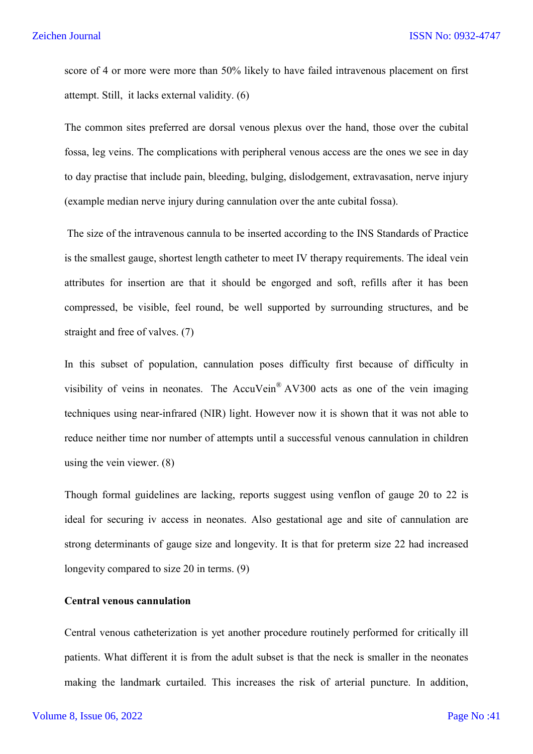score of 4 or more were more than 50% likely to have failed intravenous placement on first attempt. Still, it lacks external validity. (6)

The common sites preferred are dorsal venous plexus over the hand, those over the cubital fossa, leg veins. The complications with peripheral venous access are the ones we see in day to day practise that include pain, bleeding, bulging, dislodgement, extravasation, nerve injury (example median nerve injury during cannulation over the ante cubital fossa).

The size of the intravenous cannula to be inserted according to the INS Standards of Practice is the smallest gauge, shortest length catheter to meet IV therapy requirements. The ideal vein attributes for insertion are that it should be engorged and soft, refills after it has been compressed, be visible, feel round, be well supported by surrounding structures, and be straight and free of valves. (7)

In this subset of population, cannulation poses difficulty first because of difficulty in visibility of veins in neonates. The AccuVein® AV300 acts as one of the vein imaging techniques using near-infrared (NIR) light. However now it is shown that it was not able to reduce neither time nor number of attempts until a successful venous cannulation in children using the vein viewer. (8)

Though formal guidelines are lacking, reports suggest using venflon of gauge 20 to 22 is ideal for securing iv access in neonates. Also gestational age and site of cannulation are strong determinants of gauge size and longevity. It is that for preterm size 22 had increased longevity compared to size 20 in terms. (9)

**Central venous cannulation**

Central venous catheterization is yet another procedure routinely performed for critically ill patients. What different it is from the adult subset is that the neck is smaller in the neonates making the landmark curtailed. This increases the risk of arterial puncture. In addition,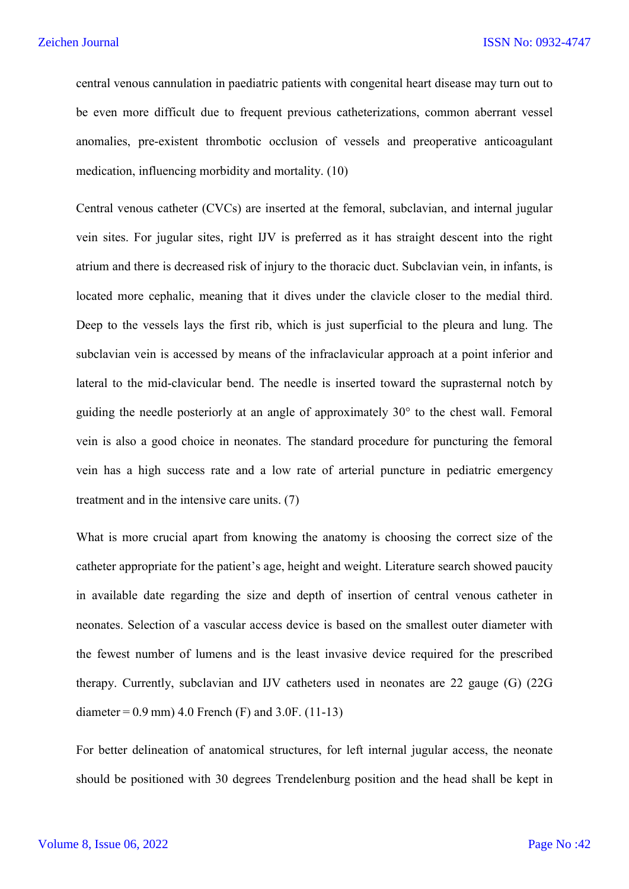central venous cannulation in paediatric patients with congenital heart disease may turn out to be even more difficult due to frequent previous catheterizations, common aberrant vessel anomalies, pre-existent thrombotic occlusion of vessels and preoperative anticoagulant medication, influencing morbidity and mortality. (10)

Central venous catheter (CVCs) are inserted at the femoral, subclavian, and internal jugular vein sites. For jugular sites, right IJV is preferred as it has straight descent into the right atrium and there is decreased risk of injury to the thoracic duct. Subclavian vein, in infants, is located more cephalic, meaning that it dives under the clavicle closer to the medial third. Deep to the vessels lays the first rib, which is just superficial to the pleura and lung. The subclavian vein is accessed by means of the infraclavicular approach at a point inferior and lateral to the mid-clavicular bend. The needle is inserted toward the suprasternal notch by guiding the needle posteriorly at an angle of approximately 30° to the chest wall. Femoral vein is also a good choice in neonates. The standard procedure for puncturing the femoral vein has a high success rate and a low rate of arterial puncture in pediatric emergency treatment and in the intensive care units. (7)

What is more crucial apart from knowing the anatomy is choosing the correct size of the catheter appropriate for the patient's age, height and weight. Literature search showed paucity in available date regarding the size and depth of insertion of central venous catheter in neonates. Selection of a vascular access device is based on the smallest outer diameter with the fewest number of lumens and is the least invasive device required for the prescribed therapy. Currently, subclavian and IJV catheters used in neonates are 22 gauge (G) (22G diameter = 0.9 mm) 4.0 French (F) and 3.0F. (11-13)

For better delineation of anatomical structures, for left internal jugular access, the neonate should be positioned with 30 degrees Trendelenburg position and the head shall be kept in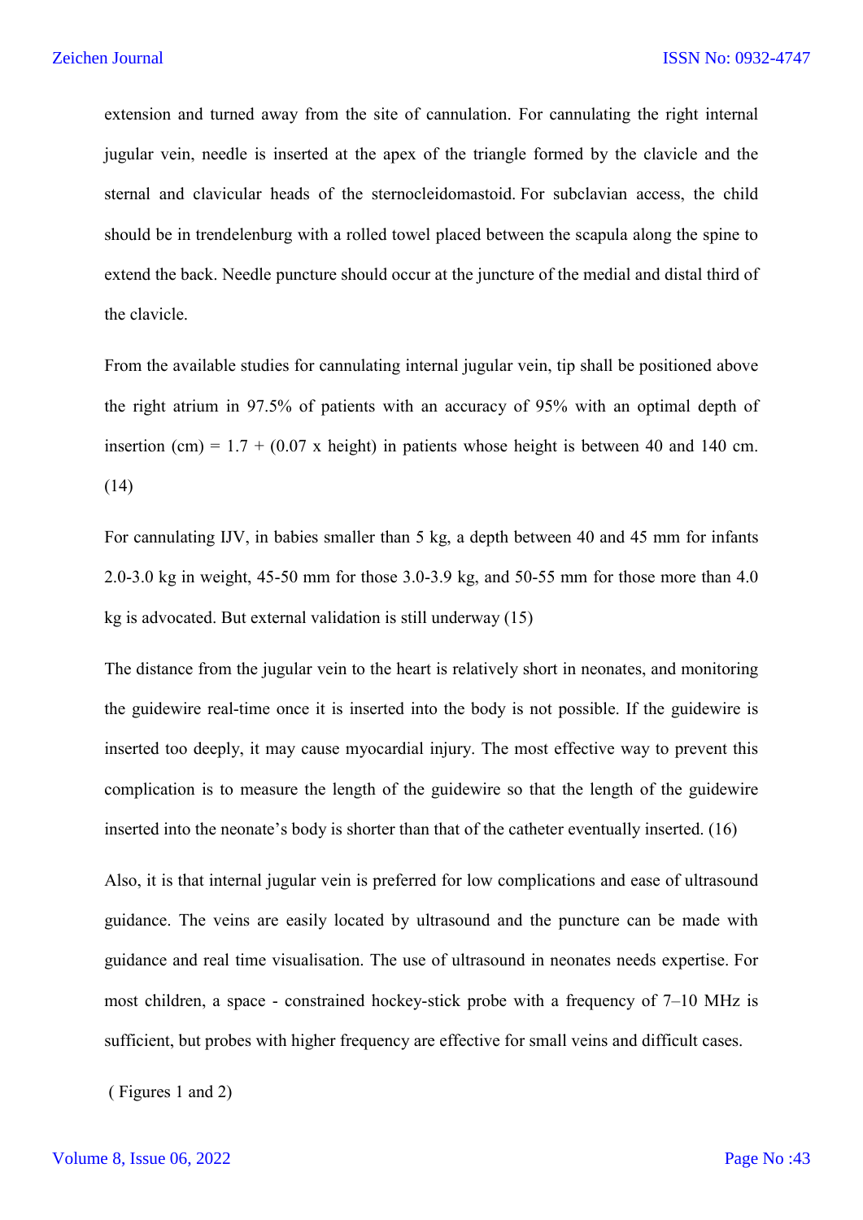extension and turned away from the site of cannulation. For cannulating the right internal jugular vein, needle is inserted at the apex of the triangle formed by the clavicle and the sternal and clavicular heads of the sternocleidomastoid. For subclavian access, the child should be in trendelenburg with a rolled towel placed between the scapula along the spine to extend the back. Needle puncture should occur at the juncture of the medial and distal third of the clavicle.

From the available studies for cannulating internal jugular vein, tip shall be positioned above the right atrium in 97.5% of patients with an accuracy of 95% with an optimal depth of insertion (cm) = 1.7 + (0.07 x height) in patients whose height is between 40 and 140 cm. (14)

For cannulating IJV, in babies smaller than 5 kg, a depth between 40 and 45 mm for infants 2.0-3.0 kg in weight, 45-50 mm for those 3.0-3.9 kg, and 50-55 mm for those more than 4.0 kg is advocated. But external validation is still underway (15)

The distance from the jugular vein to the heart is relatively short in neonates, and monitoring the guidewire real-time once it is inserted into the body is not possible. If the guidewire is inserted too deeply, it may cause myocardial injury. The most effective way to prevent this complication is to measure the length of the guidewire so that the length of the guidewire inserted into the neonate's body is shorter than that of the catheter eventually inserted. (16)

Also, it is that internal jugular vein is preferred for low complications and ease of ultrasound guidance. The veins are easily located by ultrasound and the puncture can be made with guidance and real time visualisation. The use of ultrasound in neonates needs expertise. For most children, a space - constrained hockey-stick probe with a frequency of 7–10 MHz is sufficient, but probes with higher frequency are effective for small veins and difficult cases.

( Figures 1 and 2)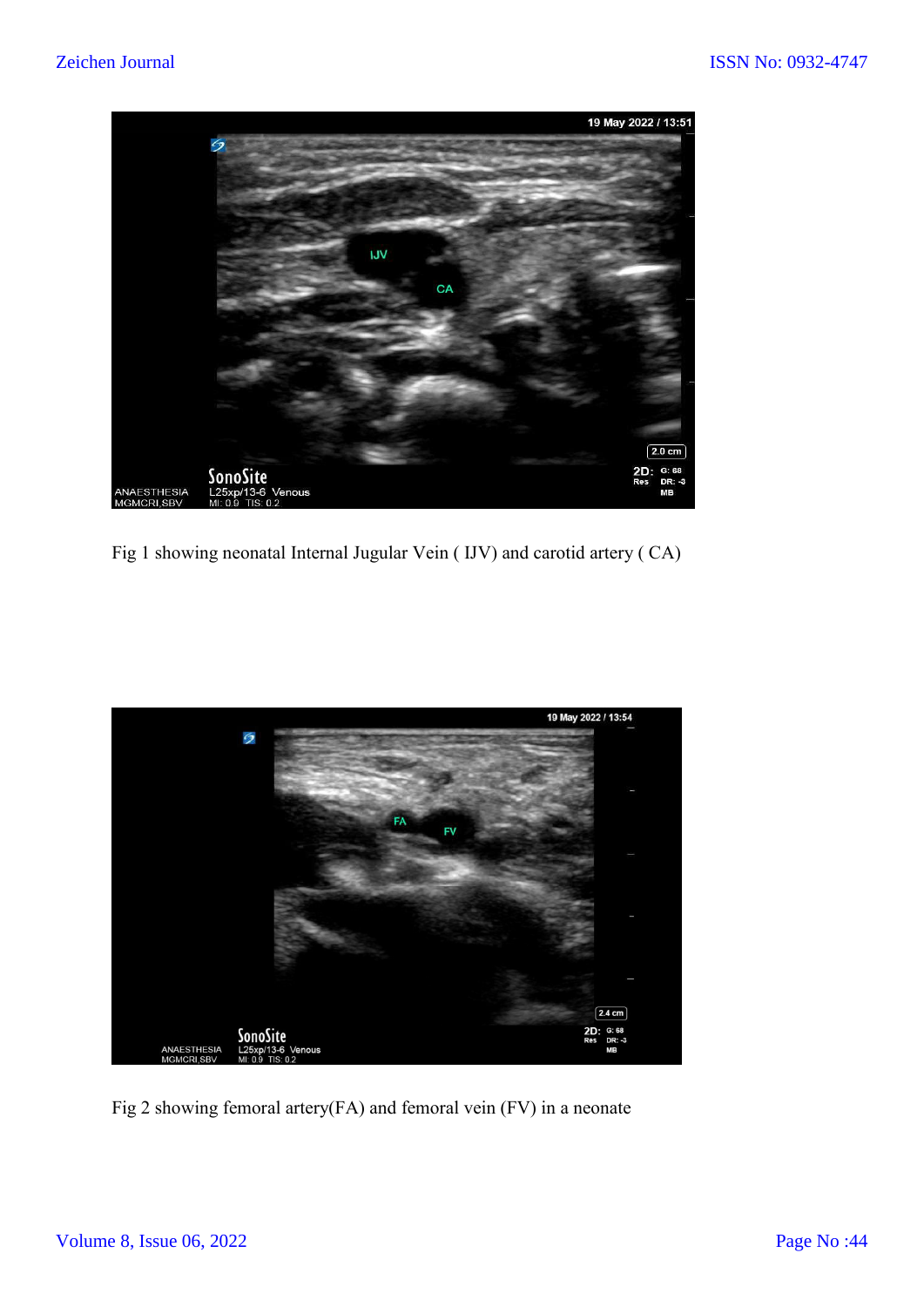Fig 1 showing neonatal Internal Jugular Vein ( IJV) and carotid artery ( CA)

Fig 2 showing femoral artery(FA) and femoral vein (FV) in a neonate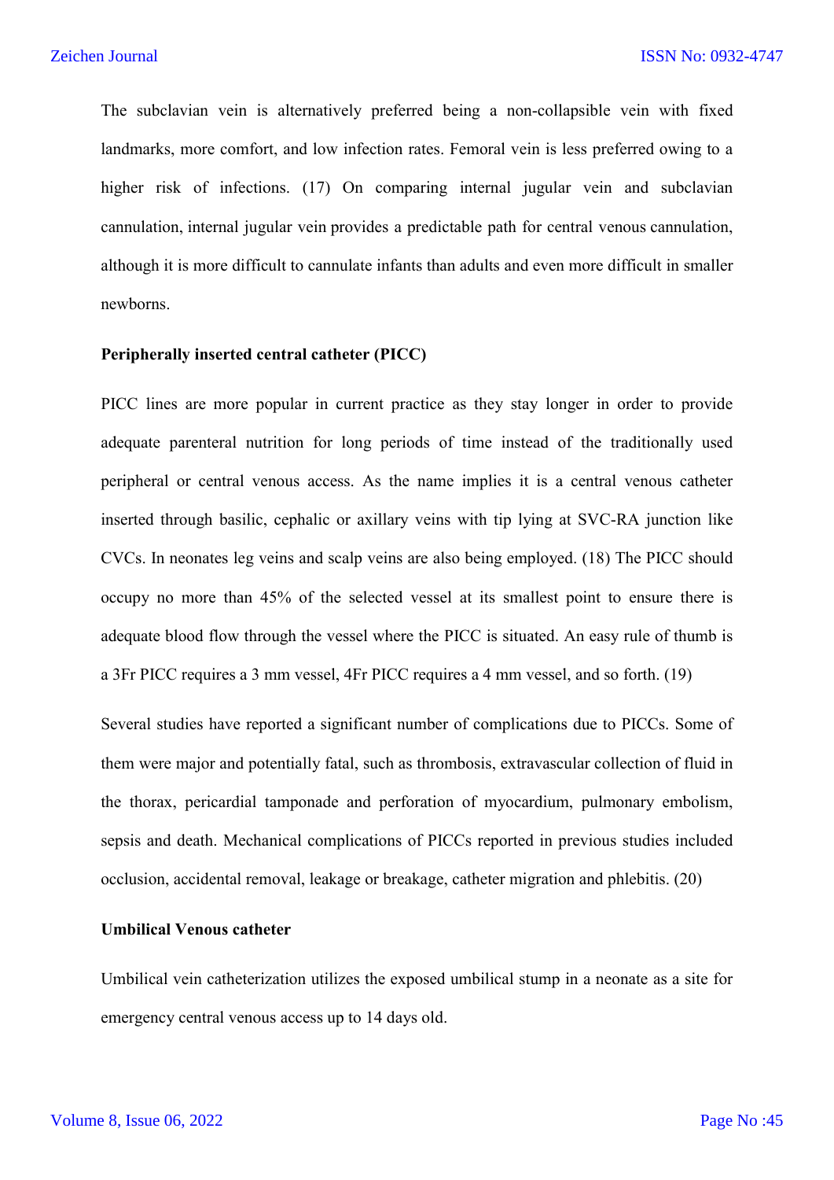The subclavian vein is alternatively preferred being a non-collapsible vein with fixed landmarks, more comfort, and low infection rates. Femoral vein is less preferred owing to a higher risk of infections. (17) On comparing internal jugular vein and subclavian cannulation, internal jugular vein provides a predictable path for central venous cannulation, although it is more difficult to cannulate infants than adults and even more difficult in smaller newborns.

**Peripherally inserted central catheter (PICC)**

PICC lines are more popular in current practice as they stay longer in order to provide adequate parenteral nutrition for long periods of time instead of the traditionally used peripheral or central venous access. As the name implies it is a central venous catheter inserted through basilic, cephalic or axillary veins with tip lying at SVC-RA junction like CVCs. In neonates leg veins and scalp veins are also being employed. (18) The PICC should occupy no more than 45% of the selected vessel at its smallest point to ensure there is adequate blood flow through the vessel where the PICC is situated. An easy rule of thumb is a 3Fr PICC requires a 3 mm vessel, 4Fr PICC requires a 4 mm vessel, and so forth. (19)

Several studies have reported a significant number of complications due to PICCs. Some of them were major and potentially fatal, such as thrombosis, extravascular collection of fluid in the thorax, pericardial tamponade and perforation of myocardium, pulmonary embolism, sepsis and death. Mechanical complications of PICCs reported in previous studies included occlusion, accidental removal, leakage or breakage, catheter migration and phlebitis. (20)

**Umbilical Venous catheter**

Umbilical vein catheterization utilizes the exposed umbilical stump in a neonate as a site for emergency central venous access up to 14 days old.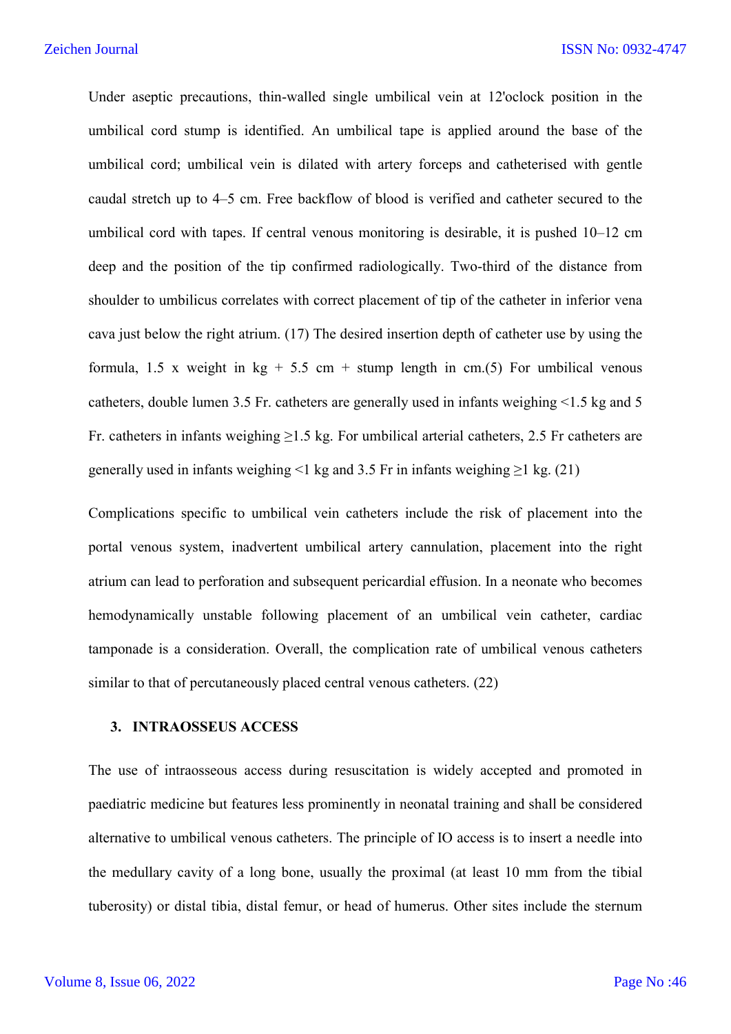Under aseptic precautions, thin-walled single umbilical vein at 12'oclock position in the umbilical cord stump is identified. An umbilical tape is applied around the base of the umbilical cord; umbilical vein is dilated with artery forceps and catheterised with gentle caudal stretch up to 4–5 cm. Free backflow of blood is verified and catheter secured to the umbilical cord with tapes. If central venous monitoring is desirable, it is pushed 10–12 cm deep and the position of the tip confirmed radiologically. Two-third of the distance from shoulder to umbilicus correlates with correct placement of tip of the catheter in inferior vena cava just below the right atrium. (17) The desired insertion depth of catheter use by using the formula, 1.5 x weight in kg + 5.5 cm + stump length in cm.(5) For umbilical venous catheters, double lumen 3.5 Fr. catheters are generally used in infants weighing <1.5 kg and 5 Fr. catheters in infants weighing ≥1.5 kg. For umbilical arterial catheters, 2.5 Fr catheters are generally used in infants weighing <1 kg and 3.5 Fr in infants weighing ≥1 kg. (21)

Complications specific to umbilical vein catheters include the risk of placement into the portal venous system, inadvertent umbilical artery cannulation, placement into the right atrium can lead to perforation and subsequent pericardial effusion. In a neonate who becomes hemodynamically unstable following placement of an umbilical vein catheter, cardiac tamponade is a consideration. Overall, the complication rate of umbilical venous catheters similar to that of percutaneously placed central venous catheters. (22)

## 3. INTRAOSSEUS ACCESS

The use of intraosseous access during resuscitation is widely accepted and promoted in paediatric medicine but features less prominently in neonatal training and shall be considered alternative to umbilical venous catheters. The principle of IO access is to insert a needle into the medullary cavity of a long bone, usually the proximal (at least 10 mm from the tibial tuberosity) or distal tibia, distal femur, or head of humerus. Other sites include the sternum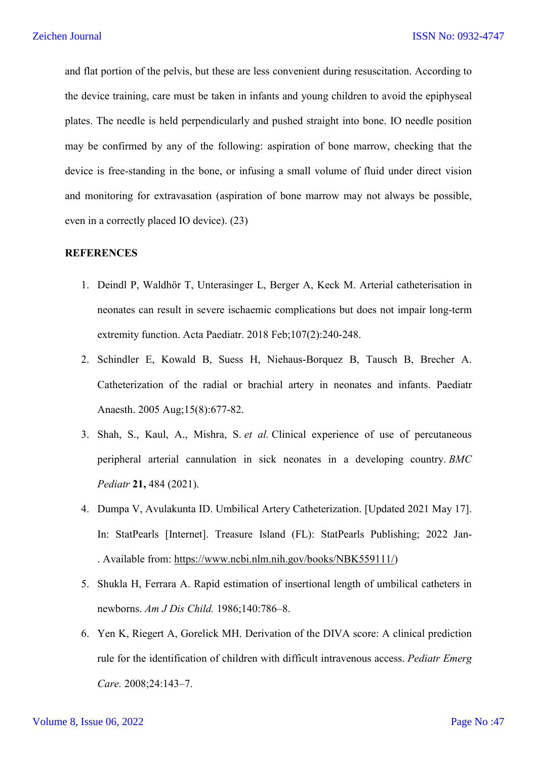and flat portion of the pelvis, but these are less convenient during resuscitation. According to the device training, care must be taken in infants and young children to avoid the epiphyseal plates. The needle is held perpendicularly and pushed straight into bone. IO needle position may be confirmed by any of the following: aspiration of bone marrow, checking that the device is free-standing in the bone, or infusing a small volume of fluid under direct vision and monitoring for extravasation (aspiration of bone marrow may not always be possible, even in a correctly placed IO device). (23)

**REFERENCES**

1. Deindl P, Waldhör T, Unterasinger L, Berger A, Keck M. Arterial catheterisation in neonates can result in severe ischaemic complications but does not impair long-term extremity function. Acta Paediatr. 2018 Feb;107(2):240-248.
2. Schindler E, Kowald B, Suess H, Niehaus-Borquez B, Tausch B, Brecher A. Catheterization of the radial or brachial artery in neonates and infants. Paediatr Anaesth. 2005 Aug;15(8):677-82.
3. Shah, S., Kaul, A., Mishra, S. *et al.* Clinical experience of use of percutaneous peripheral arterial cannulation in sick neonates in a developing country. *BMC Pediatr* **21,** 484 (2021).
4. Dumpa V, Avulakunta ID. Umbilical Artery Catheterization. [Updated 2021 May 17]. In: StatPearls [Internet]. Treasure Island (FL): StatPearls Publishing; 2022 Jan-. Available from: https://www.ncbi.nlm.nih.gov/books/NBK559111/)
5. Shukla H, Ferrara A. Rapid estimation of insertional length of umbilical catheters in newborns. *Am J Dis Child.* 1986;140:786–8.
6. Yen K, Riegert A, Gorelick MH. Derivation of the DIVA score: A clinical prediction rule for the identification of children with difficult intravenous access. *Pediatr Emerg Care.* 2008;24:143–7.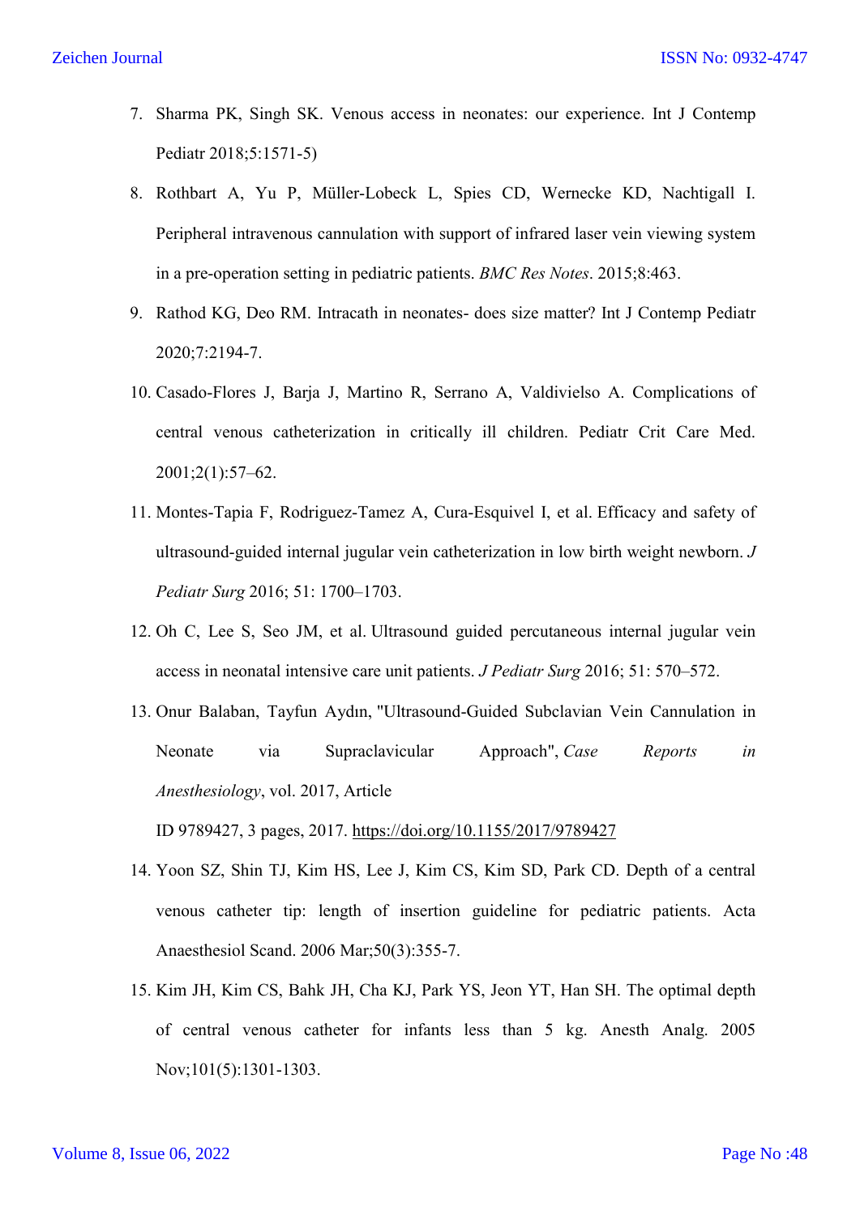7. Sharma PK, Singh SK. Venous access in neonates: our experience. Int J Contemp Pediatr 2018;5:1571-5)
8. Rothbart A, Yu P, Müller-Lobeck L, Spies CD, Wernecke KD, Nachtigall I. Peripheral intravenous cannulation with support of infrared laser vein viewing system in a pre-operation setting in pediatric patients. *BMC Res Notes*. 2015;8:463.
9. Rathod KG, Deo RM. Intracath in neonates- does size matter? Int J Contemp Pediatr 2020;7:2194-7.
10. Casado-Flores J, Barja J, Martino R, Serrano A, Valdivielso A. Complications of central venous catheterization in critically ill children. Pediatr Crit Care Med. 2001;2(1):57–62.
11. Montes-Tapia F, Rodriguez-Tamez A, Cura-Esquivel I, et al. Efficacy and safety of ultrasound-guided internal jugular vein catheterization in low birth weight newborn. *J Pediatr Surg* 2016; 51: 1700–1703.
12. Oh C, Lee S, Seo JM, et al. Ultrasound guided percutaneous internal jugular vein access in neonatal intensive care unit patients. *J Pediatr Surg* 2016; 51: 570–572.
13. Onur Balaban, Tayfun Aydın, "Ultrasound-Guided Subclavian Vein Cannulation in Neonate via Supraclavicular Approach", *Case Reports in Anesthesiology*, vol. 2017, Article ID 9789427, 3 pages, 2017. https://doi.org/10.1155/2017/9789427
14. Yoon SZ, Shin TJ, Kim HS, Lee J, Kim CS, Kim SD, Park CD. Depth of a central venous catheter tip: length of insertion guideline for pediatric patients. Acta Anaesthesiol Scand. 2006 Mar;50(3):355-7.
15. Kim JH, Kim CS, Bahk JH, Cha KJ, Park YS, Jeon YT, Han SH. The optimal depth of central venous catheter for infants less than 5 kg. Anesth Analg. 2005 Nov;101(5):1301-1303.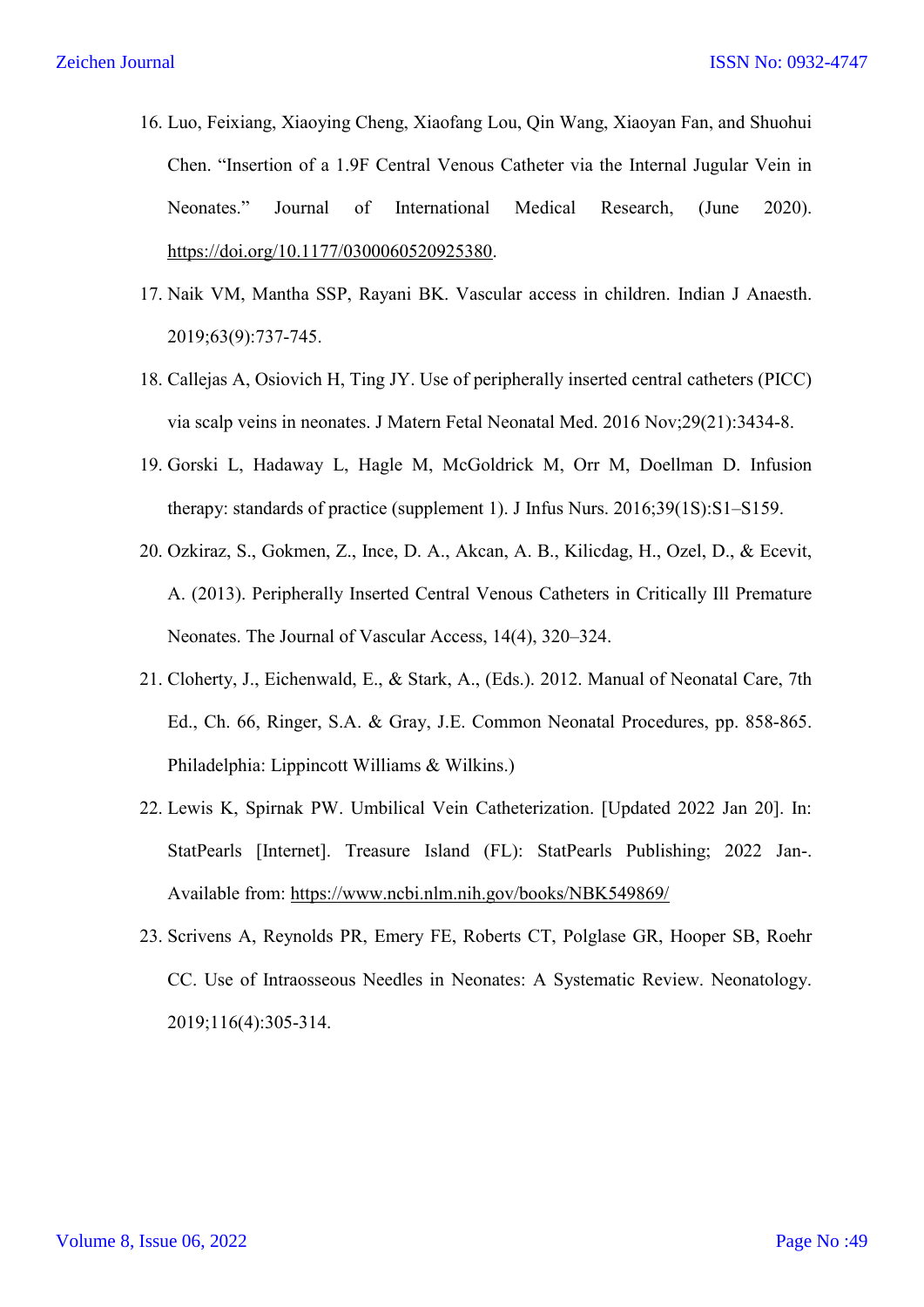16. Luo, Feixiang, Xiaoying Cheng, Xiaofang Lou, Qin Wang, Xiaoyan Fan, and Shuohui Chen. "Insertion of a 1.9F Central Venous Catheter via the Internal Jugular Vein in Neonates." Journal of International Medical Research, (June 2020). https://doi.org/10.1177/0300060520925380.
17. Naik VM, Mantha SSP, Rayani BK. Vascular access in children. Indian J Anaesth. 2019;63(9):737-745.
18. Callejas A, Osiovich H, Ting JY. Use of peripherally inserted central catheters (PICC) via scalp veins in neonates. J Matern Fetal Neonatal Med. 2016 Nov;29(21):3434-8.
19. Gorski L, Hadaway L, Hagle M, McGoldrick M, Orr M, Doellman D. Infusion therapy: standards of practice (supplement 1). J Infus Nurs. 2016;39(1S):S1–S159.
20. Ozkiraz, S., Gokmen, Z., Ince, D. A., Akcan, A. B., Kilicdag, H., Ozel, D., & Ecevit, A. (2013). Peripherally Inserted Central Venous Catheters in Critically Ill Premature Neonates. The Journal of Vascular Access, 14(4), 320–324.
21. Cloherty, J., Eichenwald, E., & Stark, A., (Eds.). 2012. Manual of Neonatal Care, 7th Ed., Ch. 66, Ringer, S.A. & Gray, J.E. Common Neonatal Procedures, pp. 858-865. Philadelphia: Lippincott Williams & Wilkins.)
22. Lewis K, Spirnak PW. Umbilical Vein Catheterization. [Updated 2022 Jan 20]. In: StatPearls [Internet]. Treasure Island (FL): StatPearls Publishing; 2022 Jan-. Available from: https://www.ncbi.nlm.nih.gov/books/NBK549869/
23. Scrivens A, Reynolds PR, Emery FE, Roberts CT, Polglase GR, Hooper SB, Roehr CC. Use of Intraosseous Needles in Neonates: A Systematic Review. Neonatology. 2019;116(4):305-314.